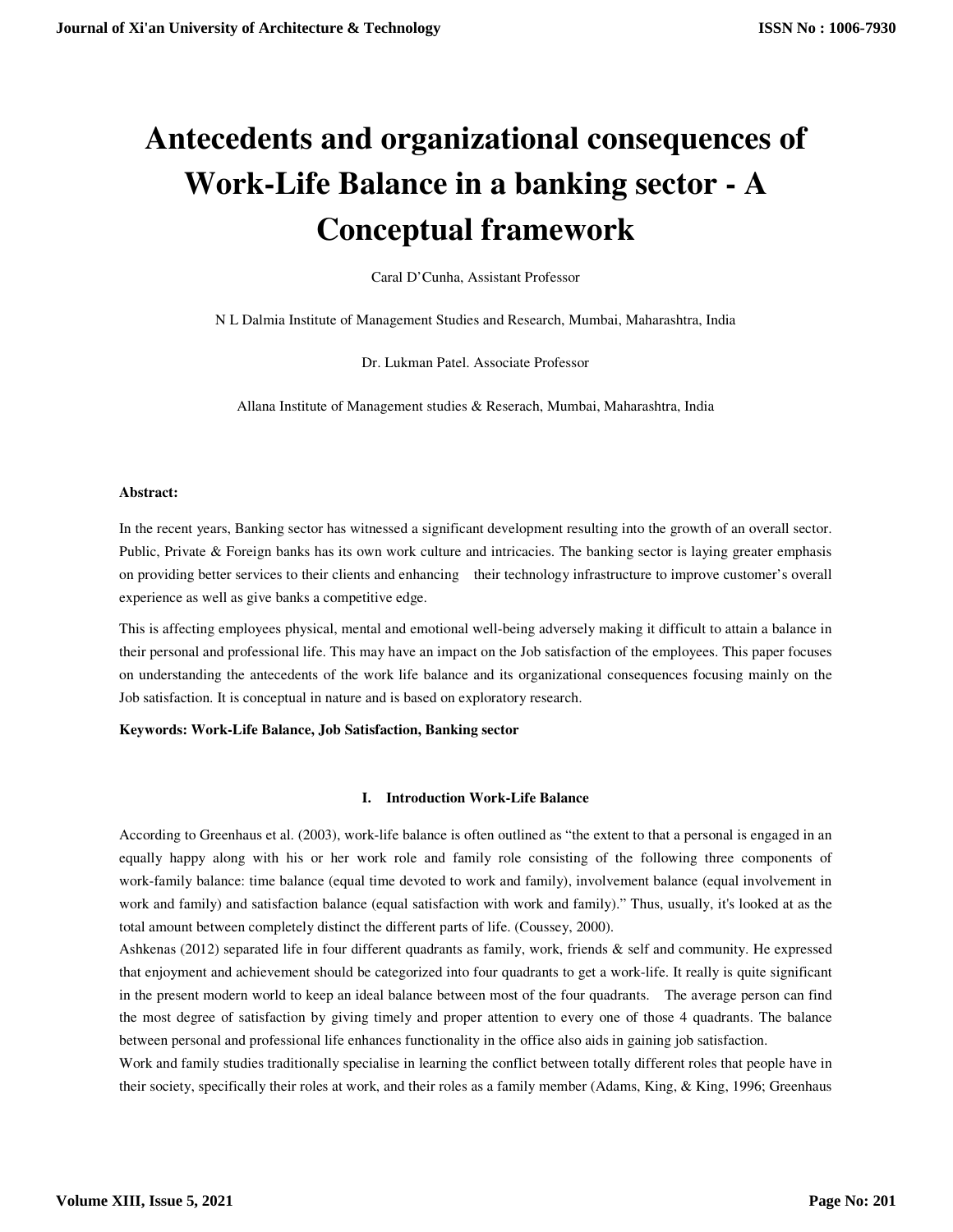# Antecedents and organizational consequences of Work-Life Balance in a banking sector - A Conceptual framework

Caral D'Cunha, Assistant Professor

N L Dalmia Institute of Management Studies and Research, Mumbai, Maharashtra, India

Dr. Lukman Patel. Associate Professor

Allana Institute of Management studies & Reserach, Mumbai, Maharashtra, India

**Abstract:**

In the recent years, Banking sector has witnessed a significant development resulting into the growth of an overall sector. Public, Private & Foreign banks has its own work culture and intricacies. The banking sector is laying greater emphasis on providing better services to their clients and enhancing their technology infrastructure to improve customer's overall experience as well as give banks a competitive edge.

This is affecting employees physical, mental and emotional well-being adversely making it difficult to attain a balance in their personal and professional life. This may have an impact on the Job satisfaction of the employees. This paper focuses on understanding the antecedents of the work life balance and its organizational consequences focusing mainly on the Job satisfaction. It is conceptual in nature and is based on exploratory research.

**Keywords: Work-Life Balance, Job Satisfaction, Banking sector**

## I. Introduction Work-Life Balance

According to Greenhaus et al. (2003), work-life balance is often outlined as "the extent to that a personal is engaged in an equally happy along with his or her work role and family role consisting of the following three components of work-family balance: time balance (equal time devoted to work and family), involvement balance (equal involvement in work and family) and satisfaction balance (equal satisfaction with work and family)." Thus, usually, it's looked at as the total amount between completely distinct the different parts of life. (Coussey, 2000).

Ashkenas (2012) separated life in four different quadrants as family, work, friends & self and community. He expressed that enjoyment and achievement should be categorized into four quadrants to get a work-life. It really is quite significant in the present modern world to keep an ideal balance between most of the four quadrants. The average person can find the most degree of satisfaction by giving timely and proper attention to every one of those 4 quadrants. The balance between personal and professional life enhances functionality in the office also aids in gaining job satisfaction.

Work and family studies traditionally specialise in learning the conflict between totally different roles that people have in their society, specifically their roles at work, and their roles as a family member (Adams, King, & King, 1996; Greenhaus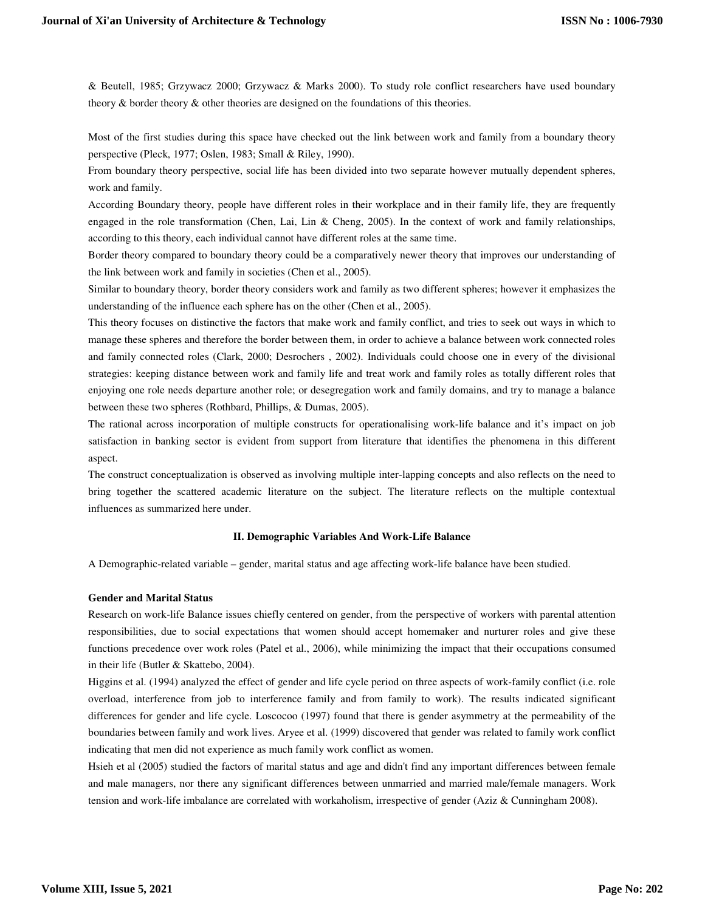& Beutell, 1985; Grzywacz 2000; Grzywacz & Marks 2000). To study role conflict researchers have used boundary theory & border theory & other theories are designed on the foundations of this theories.

Most of the first studies during this space have checked out the link between work and family from a boundary theory perspective (Pleck, 1977; Oslen, 1983; Small & Riley, 1990).

From boundary theory perspective, social life has been divided into two separate however mutually dependent spheres, work and family.

According Boundary theory, people have different roles in their workplace and in their family life, they are frequently engaged in the role transformation (Chen, Lai, Lin & Cheng, 2005). In the context of work and family relationships, according to this theory, each individual cannot have different roles at the same time.

Border theory compared to boundary theory could be a comparatively newer theory that improves our understanding of the link between work and family in societies (Chen et al., 2005).

Similar to boundary theory, border theory considers work and family as two different spheres; however it emphasizes the understanding of the influence each sphere has on the other (Chen et al., 2005).

This theory focuses on distinctive the factors that make work and family conflict, and tries to seek out ways in which to manage these spheres and therefore the border between them, in order to achieve a balance between work connected roles and family connected roles (Clark, 2000; Desrochers , 2002). Individuals could choose one in every of the divisional strategies: keeping distance between work and family life and treat work and family roles as totally different roles that enjoying one role needs departure another role; or desegregation work and family domains, and try to manage a balance between these two spheres (Rothbard, Phillips, & Dumas, 2005).

The rational across incorporation of multiple constructs for operationalising work-life balance and it's impact on job satisfaction in banking sector is evident from support from literature that identifies the phenomena in this different aspect.

The construct conceptualization is observed as involving multiple inter-lapping concepts and also reflects on the need to bring together the scattered academic literature on the subject. The literature reflects on the multiple contextual influences as summarized here under.

## II. Demographic Variables And Work-Life Balance

A Demographic-related variable – gender, marital status and age affecting work-life balance have been studied.

### Gender and Marital Status

Research on work-life Balance issues chiefly centered on gender, from the perspective of workers with parental attention responsibilities, due to social expectations that women should accept homemaker and nurturer roles and give these functions precedence over work roles (Patel et al., 2006), while minimizing the impact that their occupations consumed in their life (Butler & Skattebo, 2004).

Higgins et al. (1994) analyzed the effect of gender and life cycle period on three aspects of work-family conflict (i.e. role overload, interference from job to interference family and from family to work). The results indicated significant differences for gender and life cycle. Loscocoo (1997) found that there is gender asymmetry at the permeability of the boundaries between family and work lives. Aryee et al. (1999) discovered that gender was related to family work conflict indicating that men did not experience as much family work conflict as women.

Hsieh et al (2005) studied the factors of marital status and age and didn't find any important differences between female and male managers, nor there any significant differences between unmarried and married male/female managers. Work tension and work-life imbalance are correlated with workaholism, irrespective of gender (Aziz & Cunningham 2008).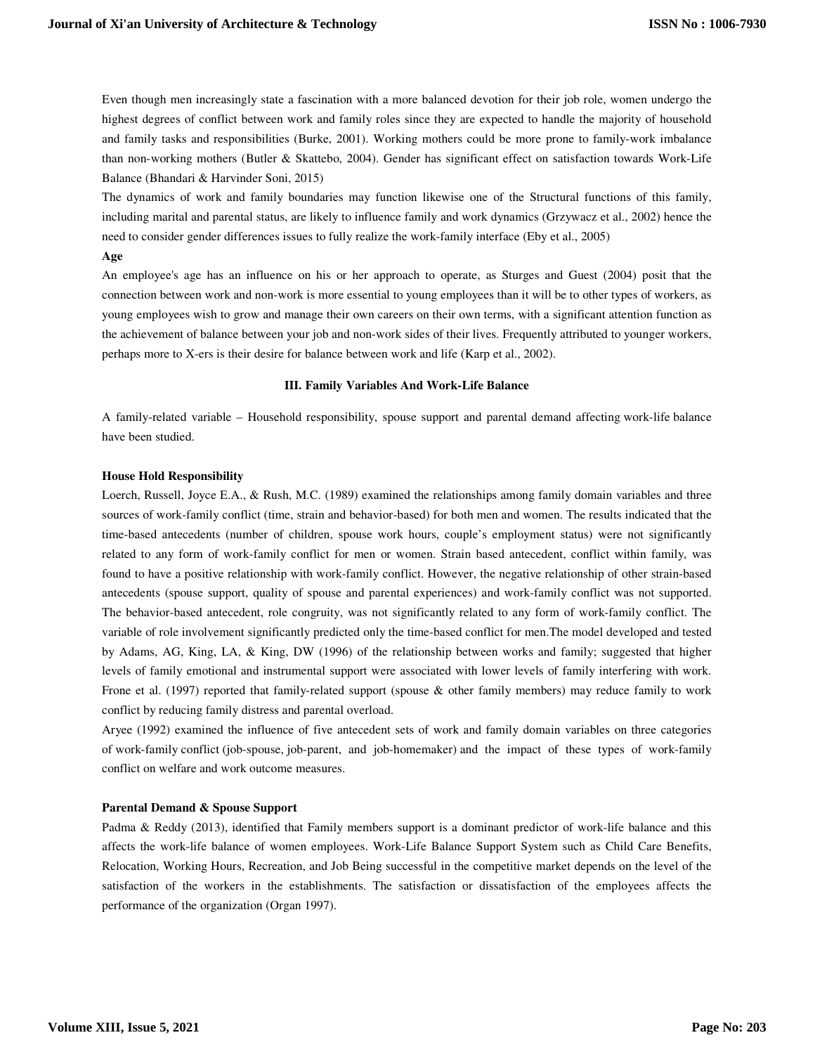Even though men increasingly state a fascination with a more balanced devotion for their job role, women undergo the highest degrees of conflict between work and family roles since they are expected to handle the majority of household and family tasks and responsibilities (Burke, 2001). Working mothers could be more prone to family-work imbalance than non-working mothers (Butler & Skattebo, 2004). Gender has significant effect on satisfaction towards Work-Life Balance (Bhandari & Harvinder Soni, 2015)

The dynamics of work and family boundaries may function likewise one of the Structural functions of this family, including marital and parental status, are likely to influence family and work dynamics (Grzywacz et al., 2002) hence the need to consider gender differences issues to fully realize the work-family interface (Eby et al., 2005)

**Age**

An employee's age has an influence on his or her approach to operate, as Sturges and Guest (2004) posit that the connection between work and non-work is more essential to young employees than it will be to other types of workers, as young employees wish to grow and manage their own careers on their own terms, with a significant attention function as the achievement of balance between your job and non-work sides of their lives. Frequently attributed to younger workers, perhaps more to X-ers is their desire for balance between work and life (Karp et al., 2002).

## III. Family Variables And Work-Life Balance

A family-related variable – Household responsibility, spouse support and parental demand affecting work-life balance have been studied.

**House Hold Responsibility**

Loerch, Russell, Joyce E.A., & Rush, M.C. (1989) examined the relationships among family domain variables and three sources of work-family conflict (time, strain and behavior-based) for both men and women. The results indicated that the time-based antecedents (number of children, spouse work hours, couple's employment status) were not significantly related to any form of work-family conflict for men or women. Strain based antecedent, conflict within family, was found to have a positive relationship with work-family conflict. However, the negative relationship of other strain-based antecedents (spouse support, quality of spouse and parental experiences) and work-family conflict was not supported. The behavior-based antecedent, role congruity, was not significantly related to any form of work-family conflict. The variable of role involvement significantly predicted only the time-based conflict for men.The model developed and tested by Adams, AG, King, LA, & King, DW (1996) of the relationship between works and family; suggested that higher levels of family emotional and instrumental support were associated with lower levels of family interfering with work. Frone et al. (1997) reported that family-related support (spouse & other family members) may reduce family to work conflict by reducing family distress and parental overload.

Aryee (1992) examined the influence of five antecedent sets of work and family domain variables on three categories of work-family conflict (job-spouse, job-parent, and job-homemaker) and the impact of these types of work-family conflict on welfare and work outcome measures.

**Parental Demand & Spouse Support**

Padma & Reddy (2013), identified that Family members support is a dominant predictor of work-life balance and this affects the work-life balance of women employees. Work-Life Balance Support System such as Child Care Benefits, Relocation, Working Hours, Recreation, and Job Being successful in the competitive market depends on the level of the satisfaction of the workers in the establishments. The satisfaction or dissatisfaction of the employees affects the performance of the organization (Organ 1997).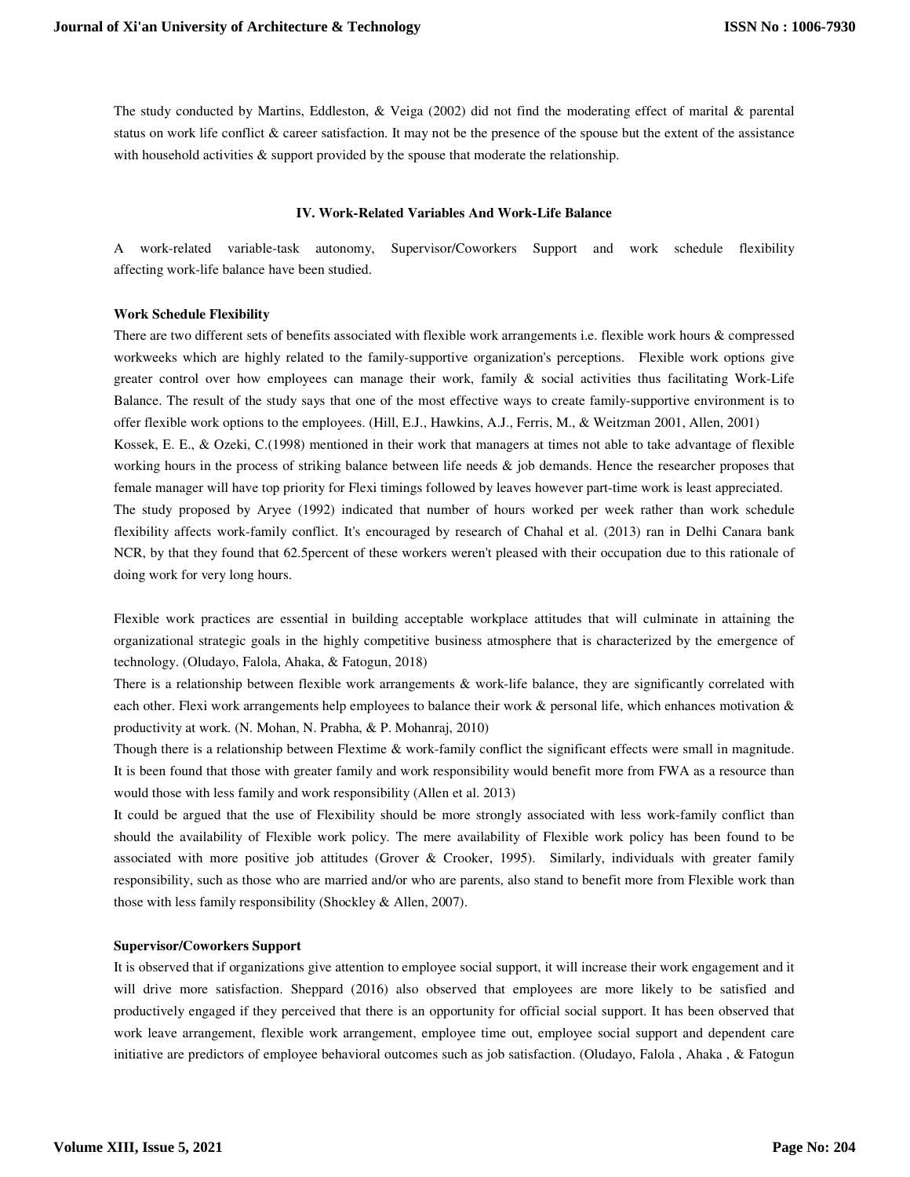The study conducted by Martins, Eddleston, & Veiga (2002) did not find the moderating effect of marital & parental status on work life conflict & career satisfaction. It may not be the presence of the spouse but the extent of the assistance with household activities & support provided by the spouse that moderate the relationship.

## IV. Work-Related Variables And Work-Life Balance

A work-related variable-task autonomy, Supervisor/Coworkers Support and work schedule flexibility affecting work-life balance have been studied.

### Work Schedule Flexibility

There are two different sets of benefits associated with flexible work arrangements i.e. flexible work hours & compressed workweeks which are highly related to the family-supportive organization's perceptions. Flexible work options give greater control over how employees can manage their work, family & social activities thus facilitating Work-Life Balance. The result of the study says that one of the most effective ways to create family-supportive environment is to offer flexible work options to the employees. (Hill, E.J., Hawkins, A.J., Ferris, M., & Weitzman 2001, Allen, 2001)

Kossek, E. E., & Ozeki, C.(1998) mentioned in their work that managers at times not able to take advantage of flexible working hours in the process of striking balance between life needs & job demands. Hence the researcher proposes that female manager will have top priority for Flexi timings followed by leaves however part-time work is least appreciated.

The study proposed by Aryee (1992) indicated that number of hours worked per week rather than work schedule flexibility affects work-family conflict. It's encouraged by research of Chahal et al. (2013) ran in Delhi Canara bank NCR, by that they found that 62.5percent of these workers weren't pleased with their occupation due to this rationale of doing work for very long hours.

Flexible work practices are essential in building acceptable workplace attitudes that will culminate in attaining the organizational strategic goals in the highly competitive business atmosphere that is characterized by the emergence of technology. (Oludayo, Falola, Ahaka, & Fatogun, 2018)

There is a relationship between flexible work arrangements & work-life balance, they are significantly correlated with each other. Flexi work arrangements help employees to balance their work & personal life, which enhances motivation & productivity at work. (N. Mohan, N. Prabha, & P. Mohanraj, 2010)

Though there is a relationship between Flextime & work-family conflict the significant effects were small in magnitude. It is been found that those with greater family and work responsibility would benefit more from FWA as a resource than would those with less family and work responsibility (Allen et al. 2013)

It could be argued that the use of Flexibility should be more strongly associated with less work-family conflict than should the availability of Flexible work policy. The mere availability of Flexible work policy has been found to be associated with more positive job attitudes (Grover & Crooker, 1995). Similarly, individuals with greater family responsibility, such as those who are married and/or who are parents, also stand to benefit more from Flexible work than those with less family responsibility (Shockley & Allen, 2007).

### Supervisor/Coworkers Support

It is observed that if organizations give attention to employee social support, it will increase their work engagement and it will drive more satisfaction. Sheppard (2016) also observed that employees are more likely to be satisfied and productively engaged if they perceived that there is an opportunity for official social support. It has been observed that work leave arrangement, flexible work arrangement, employee time out, employee social support and dependent care initiative are predictors of employee behavioral outcomes such as job satisfaction. (Oludayo, Falola , Ahaka , & Fatogun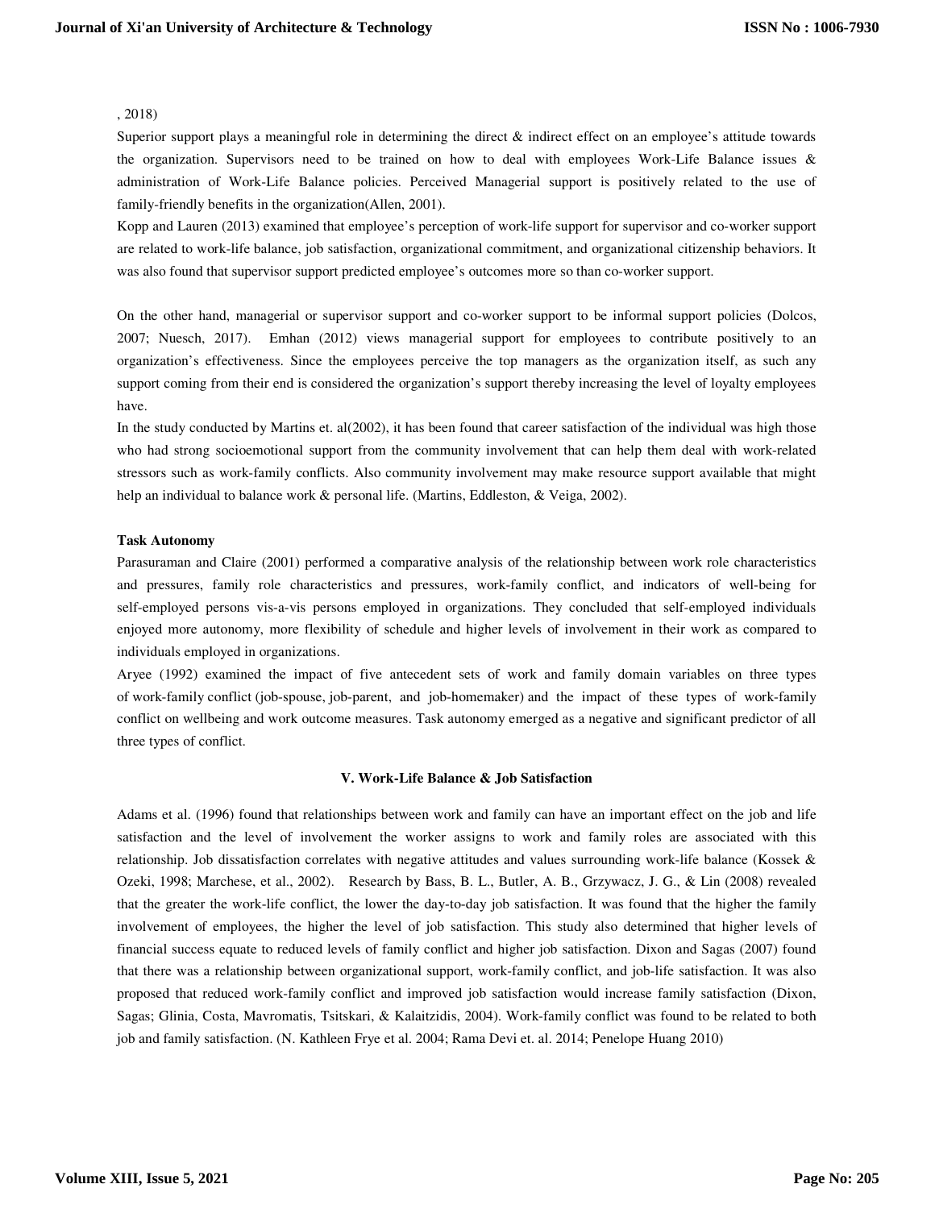, 2018)

Superior support plays a meaningful role in determining the direct & indirect effect on an employee's attitude towards the organization. Supervisors need to be trained on how to deal with employees Work-Life Balance issues & administration of Work-Life Balance policies. Perceived Managerial support is positively related to the use of family-friendly benefits in the organization(Allen, 2001).

Kopp and Lauren (2013) examined that employee's perception of work-life support for supervisor and co-worker support are related to work-life balance, job satisfaction, organizational commitment, and organizational citizenship behaviors. It was also found that supervisor support predicted employee's outcomes more so than co-worker support.

On the other hand, managerial or supervisor support and co-worker support to be informal support policies (Dolcos, 2007; Nuesch, 2017). Emhan (2012) views managerial support for employees to contribute positively to an organization's effectiveness. Since the employees perceive the top managers as the organization itself, as such any support coming from their end is considered the organization's support thereby increasing the level of loyalty employees have.

In the study conducted by Martins et. al(2002), it has been found that career satisfaction of the individual was high those who had strong socioemotional support from the community involvement that can help them deal with work-related stressors such as work-family conflicts. Also community involvement may make resource support available that might help an individual to balance work & personal life. (Martins, Eddleston, & Veiga, 2002).

**Task Autonomy**

Parasuraman and Claire (2001) performed a comparative analysis of the relationship between work role characteristics and pressures, family role characteristics and pressures, work-family conflict, and indicators of well-being for self-employed persons vis-a-vis persons employed in organizations. They concluded that self-employed individuals enjoyed more autonomy, more flexibility of schedule and higher levels of involvement in their work as compared to individuals employed in organizations.

Aryee (1992) examined the impact of five antecedent sets of work and family domain variables on three types of work-family conflict (job-spouse, job-parent, and job-homemaker) and the impact of these types of work-family conflict on wellbeing and work outcome measures. Task autonomy emerged as a negative and significant predictor of all three types of conflict.

## V. Work-Life Balance & Job Satisfaction

Adams et al. (1996) found that relationships between work and family can have an important effect on the job and life satisfaction and the level of involvement the worker assigns to work and family roles are associated with this relationship. Job dissatisfaction correlates with negative attitudes and values surrounding work-life balance (Kossek & Ozeki, 1998; Marchese, et al., 2002). Research by Bass, B. L., Butler, A. B., Grzywacz, J. G., & Lin (2008) revealed that the greater the work-life conflict, the lower the day-to-day job satisfaction. It was found that the higher the family involvement of employees, the higher the level of job satisfaction. This study also determined that higher levels of financial success equate to reduced levels of family conflict and higher job satisfaction. Dixon and Sagas (2007) found that there was a relationship between organizational support, work-family conflict, and job-life satisfaction. It was also proposed that reduced work-family conflict and improved job satisfaction would increase family satisfaction (Dixon, Sagas; Glinia, Costa, Mavromatis, Tsitskari, & Kalaitzidis, 2004). Work-family conflict was found to be related to both job and family satisfaction. (N. Kathleen Frye et al. 2004; Rama Devi et. al. 2014; Penelope Huang 2010)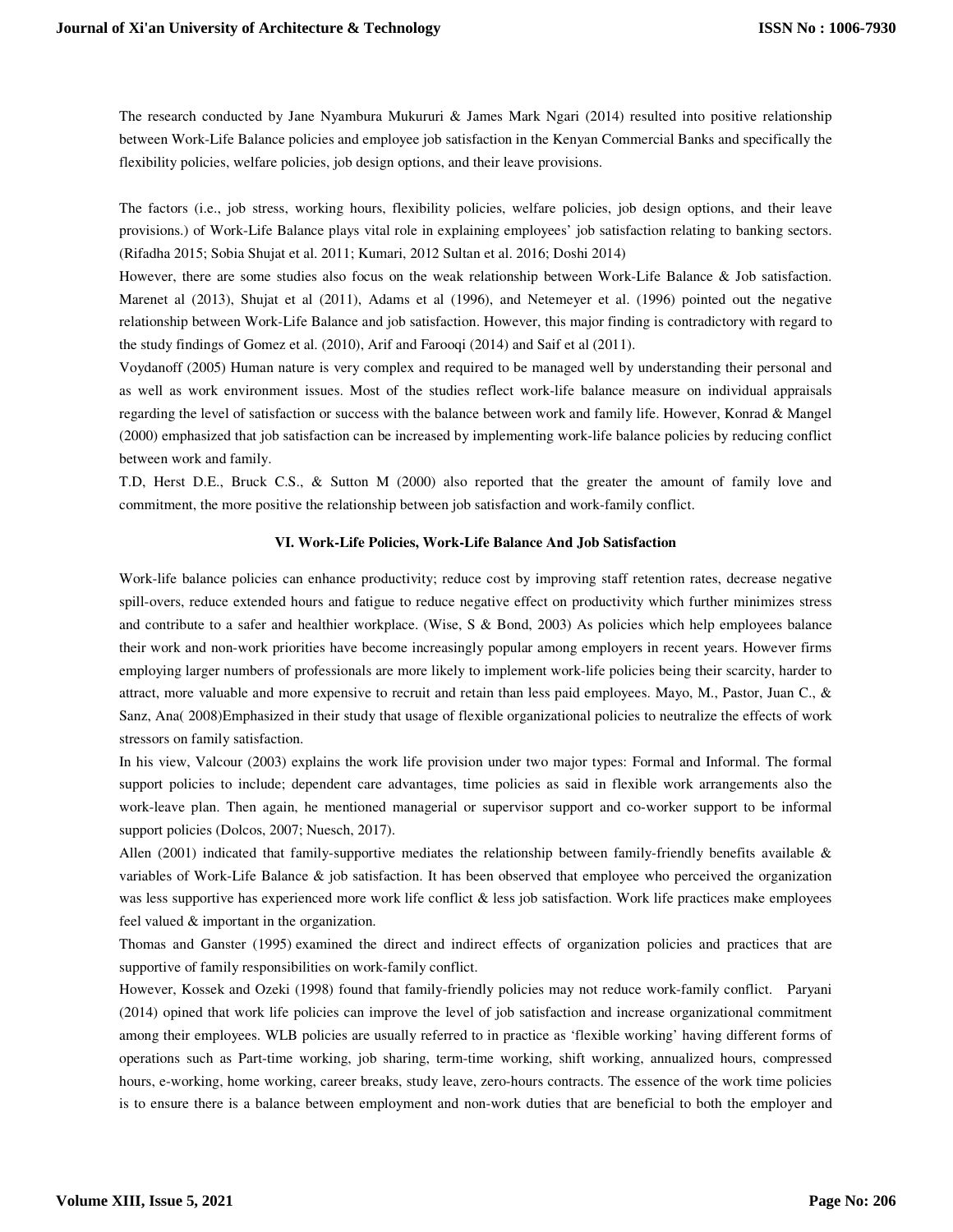The research conducted by Jane Nyambura Mukururi & James Mark Ngari (2014) resulted into positive relationship between Work-Life Balance policies and employee job satisfaction in the Kenyan Commercial Banks and specifically the flexibility policies, welfare policies, job design options, and their leave provisions.

The factors (i.e., job stress, working hours, flexibility policies, welfare policies, job design options, and their leave provisions.) of Work-Life Balance plays vital role in explaining employees' job satisfaction relating to banking sectors. (Rifadha 2015; Sobia Shujat et al. 2011; Kumari, 2012 Sultan et al. 2016; Doshi 2014)

However, there are some studies also focus on the weak relationship between Work-Life Balance & Job satisfaction. Marenet al (2013), Shujat et al (2011), Adams et al (1996), and Netemeyer et al. (1996) pointed out the negative relationship between Work-Life Balance and job satisfaction. However, this major finding is contradictory with regard to the study findings of Gomez et al. (2010), Arif and Farooqi (2014) and Saif et al (2011).

Voydanoff (2005) Human nature is very complex and required to be managed well by understanding their personal and as well as work environment issues. Most of the studies reflect work-life balance measure on individual appraisals regarding the level of satisfaction or success with the balance between work and family life. However, Konrad & Mangel (2000) emphasized that job satisfaction can be increased by implementing work-life balance policies by reducing conflict between work and family.

T.D, Herst D.E., Bruck C.S., & Sutton M (2000) also reported that the greater the amount of family love and commitment, the more positive the relationship between job satisfaction and work-family conflict.

## VI. Work-Life Policies, Work-Life Balance And Job Satisfaction

Work-life balance policies can enhance productivity; reduce cost by improving staff retention rates, decrease negative spill-overs, reduce extended hours and fatigue to reduce negative effect on productivity which further minimizes stress and contribute to a safer and healthier workplace. (Wise, S & Bond, 2003) As policies which help employees balance their work and non-work priorities have become increasingly popular among employers in recent years. However firms employing larger numbers of professionals are more likely to implement work-life policies being their scarcity, harder to attract, more valuable and more expensive to recruit and retain than less paid employees. Mayo, M., Pastor, Juan C., & Sanz, Ana( 2008)Emphasized in their study that usage of flexible organizational policies to neutralize the effects of work stressors on family satisfaction.

In his view, Valcour (2003) explains the work life provision under two major types: Formal and Informal. The formal support policies to include; dependent care advantages, time policies as said in flexible work arrangements also the work-leave plan. Then again, he mentioned managerial or supervisor support and co-worker support to be informal support policies (Dolcos, 2007; Nuesch, 2017).

Allen (2001) indicated that family-supportive mediates the relationship between family-friendly benefits available & variables of Work-Life Balance & job satisfaction. It has been observed that employee who perceived the organization was less supportive has experienced more work life conflict & less job satisfaction. Work life practices make employees feel valued & important in the organization.

Thomas and Ganster (1995) examined the direct and indirect effects of organization policies and practices that are supportive of family responsibilities on work-family conflict.

However, Kossek and Ozeki (1998) found that family-friendly policies may not reduce work-family conflict. Paryani (2014) opined that work life policies can improve the level of job satisfaction and increase organizational commitment among their employees. WLB policies are usually referred to in practice as 'flexible working' having different forms of operations such as Part-time working, job sharing, term-time working, shift working, annualized hours, compressed hours, e-working, home working, career breaks, study leave, zero-hours contracts. The essence of the work time policies is to ensure there is a balance between employment and non-work duties that are beneficial to both the employer and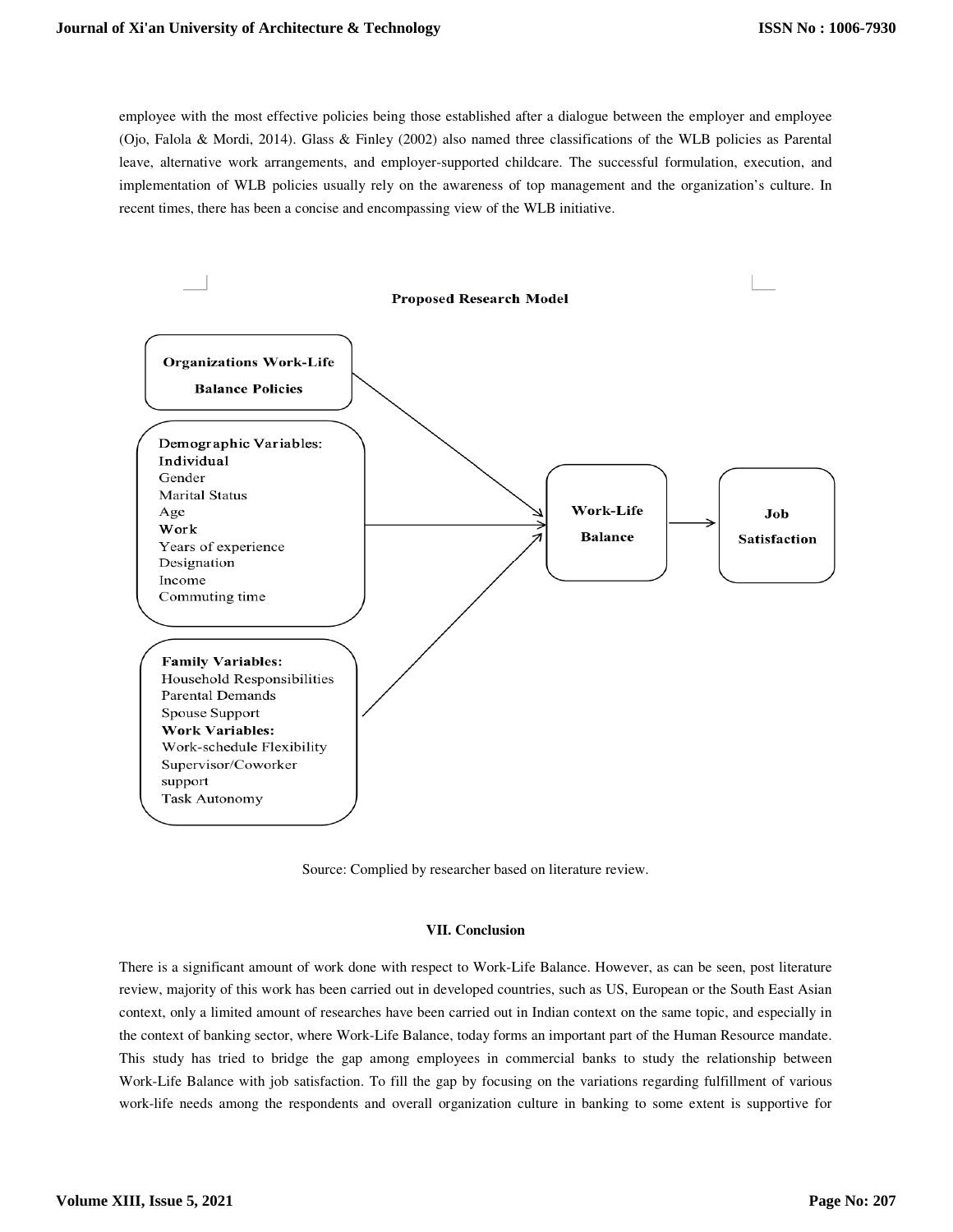employee with the most effective policies being those established after a dialogue between the employer and employee (Ojo, Falola & Mordi, 2014). Glass & Finley (2002) also named three classifications of the WLB policies as Parental leave, alternative work arrangements, and employer-supported childcare. The successful formulation, execution, and implementation of WLB policies usually rely on the awareness of top management and the organization's culture. In recent times, there has been a concise and encompassing view of the WLB initiative.

**Proposed Research Model**

Organizations Work-Life Balance Policies

Demographic Variables:
Individual
Gender
Marital Status
Age
Work
Years of experience
Designation
Income
Commuting time

Family Variables:
Household Responsibilities
Parental Demands
Spouse Support
Work Variables:
Work-schedule Flexibility
Supervisor/Coworker support
Task Autonomy

Work-Life Balance

Job Satisfaction

Source: Complied by researcher based on literature review.

## VII. Conclusion

There is a significant amount of work done with respect to Work-Life Balance. However, as can be seen, post literature review, majority of this work has been carried out in developed countries, such as US, European or the South East Asian context, only a limited amount of researches have been carried out in Indian context on the same topic, and especially in the context of banking sector, where Work-Life Balance, today forms an important part of the Human Resource mandate. This study has tried to bridge the gap among employees in commercial banks to study the relationship between Work-Life Balance with job satisfaction. To fill the gap by focusing on the variations regarding fulfillment of various work-life needs among the respondents and overall organization culture in banking to some extent is supportive for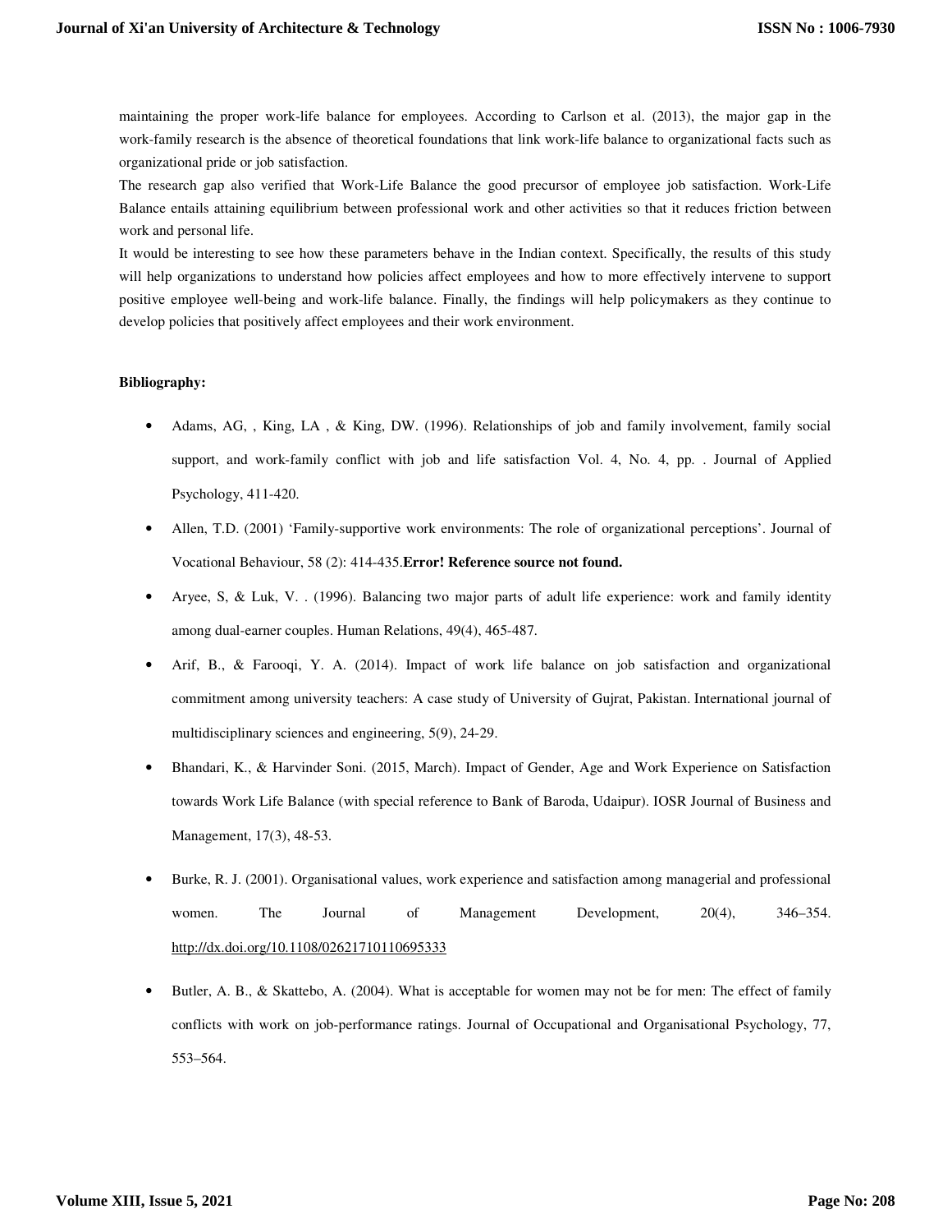maintaining the proper work-life balance for employees. According to Carlson et al. (2013), the major gap in the work-family research is the absence of theoretical foundations that link work-life balance to organizational facts such as organizational pride or job satisfaction.

The research gap also verified that Work-Life Balance the good precursor of employee job satisfaction. Work-Life Balance entails attaining equilibrium between professional work and other activities so that it reduces friction between work and personal life.

It would be interesting to see how these parameters behave in the Indian context. Specifically, the results of this study will help organizations to understand how policies affect employees and how to more effectively intervene to support positive employee well-being and work-life balance. Finally, the findings will help policymakers as they continue to develop policies that positively affect employees and their work environment.

**Bibliography:**

- Adams, AG, , King, LA , & King, DW. (1996). Relationships of job and family involvement, family social support, and work-family conflict with job and life satisfaction Vol. 4, No. 4, pp. . Journal of Applied Psychology, 411-420.
- Allen, T.D. (2001) 'Family-supportive work environments: The role of organizational perceptions'. Journal of Vocational Behaviour, 58 (2): 414-435.**Error! Reference source not found.**
- Aryee, S, & Luk, V. . (1996). Balancing two major parts of adult life experience: work and family identity among dual-earner couples. Human Relations, 49(4), 465-487.
- Arif, B., & Farooqi, Y. A. (2014). Impact of work life balance on job satisfaction and organizational commitment among university teachers: A case study of University of Gujrat, Pakistan. International journal of multidisciplinary sciences and engineering, 5(9), 24-29.
- Bhandari, K., & Harvinder Soni. (2015, March). Impact of Gender, Age and Work Experience on Satisfaction towards Work Life Balance (with special reference to Bank of Baroda, Udaipur). IOSR Journal of Business and Management, 17(3), 48-53.
- Burke, R. J. (2001). Organisational values, work experience and satisfaction among managerial and professional women. The Journal of Management Development, 20(4), 346–354. http://dx.doi.org/10.1108/02621710110695333
- Butler, A. B., & Skattebo, A. (2004). What is acceptable for women may not be for men: The effect of family conflicts with work on job-performance ratings. Journal of Occupational and Organisational Psychology, 77, 553–564.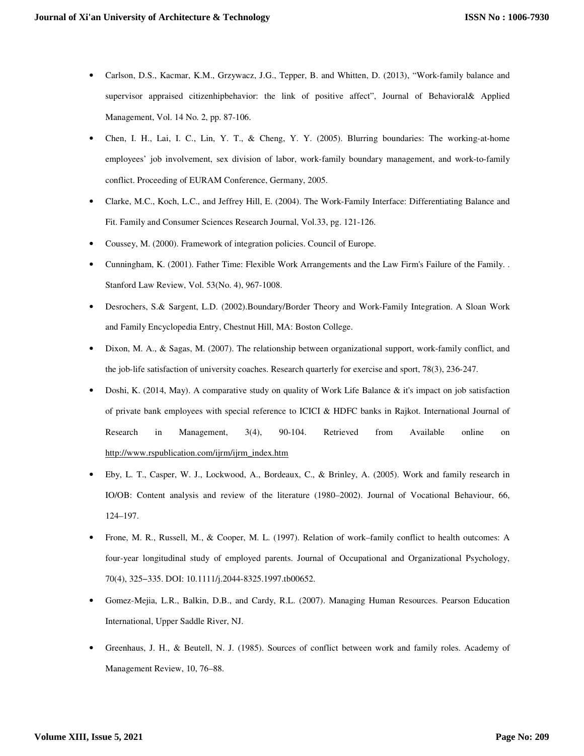- Carlson, D.S., Kacmar, K.M., Grzywacz, J.G., Tepper, B. and Whitten, D. (2013), "Work-family balance and supervisor appraised citizenhipbehavior: the link of positive affect", Journal of Behavioral& Applied Management, Vol. 14 No. 2, pp. 87-106.
- Chen, I. H., Lai, I. C., Lin, Y. T., & Cheng, Y. Y. (2005). Blurring boundaries: The working-at-home employees' job involvement, sex division of labor, work-family boundary management, and work-to-family conflict. Proceeding of EURAM Conference, Germany, 2005.
- Clarke, M.C., Koch, L.C., and Jeffrey Hill, E. (2004). The Work-Family Interface: Differentiating Balance and Fit. Family and Consumer Sciences Research Journal, Vol.33, pg. 121-126.
- Coussey, M. (2000). Framework of integration policies. Council of Europe.
- Cunningham, K. (2001). Father Time: Flexible Work Arrangements and the Law Firm's Failure of the Family. . Stanford Law Review, Vol. 53(No. 4), 967-1008.
- Desrochers, S.& Sargent, L.D. (2002).Boundary/Border Theory and Work-Family Integration. A Sloan Work and Family Encyclopedia Entry, Chestnut Hill, MA: Boston College.
- Dixon, M. A., & Sagas, M. (2007). The relationship between organizational support, work-family conflict, and the job-life satisfaction of university coaches. Research quarterly for exercise and sport, 78(3), 236-247.
- Doshi, K. (2014, May). A comparative study on quality of Work Life Balance & it's impact on job satisfaction of private bank employees with special reference to ICICI & HDFC banks in Rajkot. International Journal of Research in Management, 3(4), 90-104. Retrieved from Available online on http://www.rspublication.com/ijrm/ijrm_index.htm
- Eby, L. T., Casper, W. J., Lockwood, A., Bordeaux, C., & Brinley, A. (2005). Work and family research in IO/OB: Content analysis and review of the literature (1980–2002). Journal of Vocational Behaviour, 66, 124–197.
- Frone, M. R., Russell, M., & Cooper, M. L. (1997). Relation of work–family conflict to health outcomes: A four-year longitudinal study of employed parents. Journal of Occupational and Organizational Psychology, 70(4), 325–335. DOI: 10.1111/j.2044-8325.1997.tb00652.
- Gomez-Mejia, L.R., Balkin, D.B., and Cardy, R.L. (2007). Managing Human Resources. Pearson Education International, Upper Saddle River, NJ.
- Greenhaus, J. H., & Beutell, N. J. (1985). Sources of conflict between work and family roles. Academy of Management Review, 10, 76–88.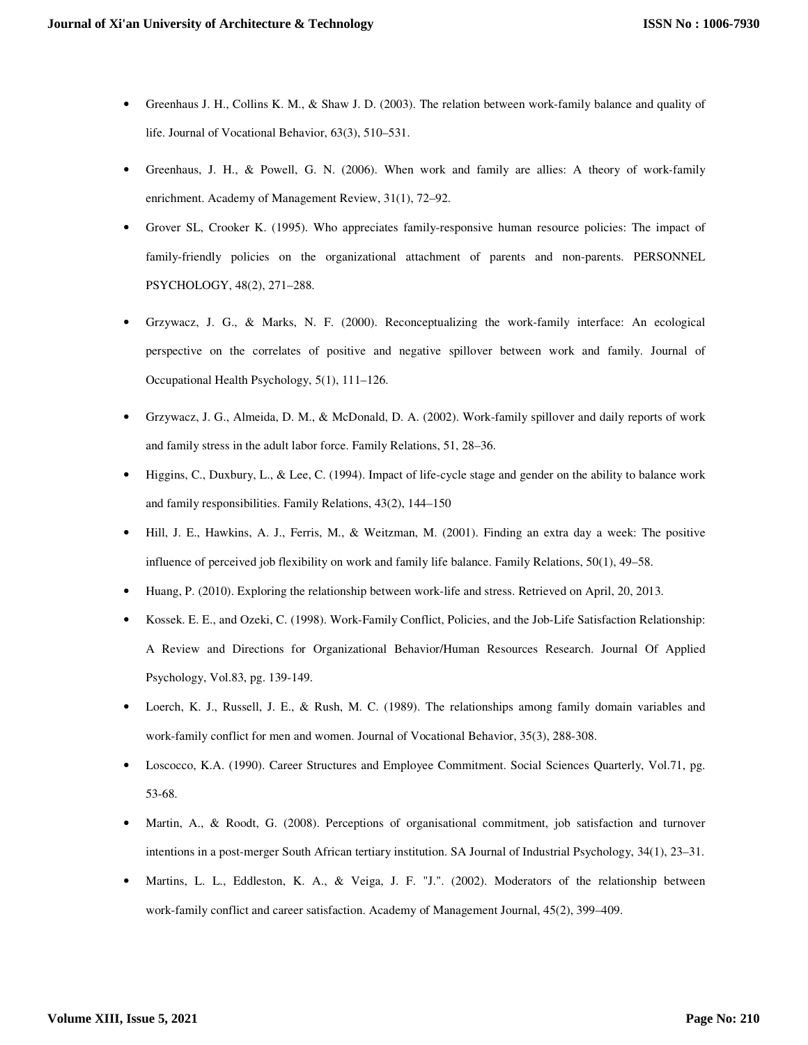- Greenhaus J. H., Collins K. M., & Shaw J. D. (2003). The relation between work-family balance and quality of life. Journal of Vocational Behavior, 63(3), 510–531.
- Greenhaus, J. H., & Powell, G. N. (2006). When work and family are allies: A theory of work-family enrichment. Academy of Management Review, 31(1), 72–92.
- Grover SL, Crooker K. (1995). Who appreciates family-responsive human resource policies: The impact of family-friendly policies on the organizational attachment of parents and non-parents. PERSONNEL PSYCHOLOGY, 48(2), 271–288.
- Grzywacz, J. G., & Marks, N. F. (2000). Reconceptualizing the work-family interface: An ecological perspective on the correlates of positive and negative spillover between work and family. Journal of Occupational Health Psychology, 5(1), 111–126.
- Grzywacz, J. G., Almeida, D. M., & McDonald, D. A. (2002). Work-family spillover and daily reports of work and family stress in the adult labor force. Family Relations, 51, 28–36.
- Higgins, C., Duxbury, L., & Lee, C. (1994). Impact of life-cycle stage and gender on the ability to balance work and family responsibilities. Family Relations, 43(2), 144–150
- Hill, J. E., Hawkins, A. J., Ferris, M., & Weitzman, M. (2001). Finding an extra day a week: The positive influence of perceived job flexibility on work and family life balance. Family Relations, 50(1), 49–58.
- Huang, P. (2010). Exploring the relationship between work-life and stress. Retrieved on April, 20, 2013.
- Kossek. E. E., and Ozeki, C. (1998). Work-Family Conflict, Policies, and the Job-Life Satisfaction Relationship: A Review and Directions for Organizational Behavior/Human Resources Research. Journal Of Applied Psychology, Vol.83, pg. 139-149.
- Loerch, K. J., Russell, J. E., & Rush, M. C. (1989). The relationships among family domain variables and work-family conflict for men and women. Journal of Vocational Behavior, 35(3), 288-308.
- Loscocco, K.A. (1990). Career Structures and Employee Commitment. Social Sciences Quarterly, Vol.71, pg. 53-68.
- Martin, A., & Roodt, G. (2008). Perceptions of organisational commitment, job satisfaction and turnover intentions in a post-merger South African tertiary institution. SA Journal of Industrial Psychology, 34(1), 23–31.
- Martins, L. L., Eddleston, K. A., & Veiga, J. F. "J.". (2002). Moderators of the relationship between work-family conflict and career satisfaction. Academy of Management Journal, 45(2), 399–409.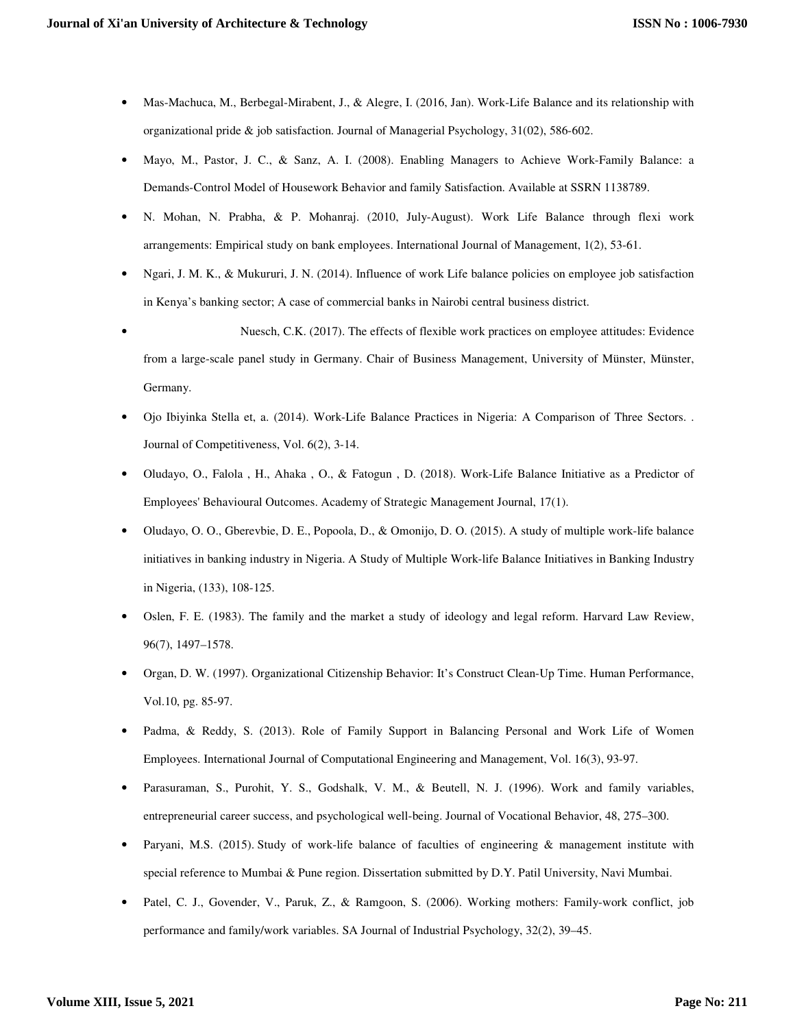- Mas-Machuca, M., Berbegal-Mirabent, J., & Alegre, I. (2016, Jan). Work-Life Balance and its relationship with organizational pride & job satisfaction. Journal of Managerial Psychology, 31(02), 586-602.
- Mayo, M., Pastor, J. C., & Sanz, A. I. (2008). Enabling Managers to Achieve Work-Family Balance: a Demands-Control Model of Housework Behavior and family Satisfaction. Available at SSRN 1138789.
- N. Mohan, N. Prabha, & P. Mohanraj. (2010, July-August). Work Life Balance through flexi work arrangements: Empirical study on bank employees. International Journal of Management, 1(2), 53-61.
- Ngari, J. M. K., & Mukururi, J. N. (2014). Influence of work Life balance policies on employee job satisfaction in Kenya's banking sector; A case of commercial banks in Nairobi central business district.
- Nuesch, C.K. (2017). The effects of flexible work practices on employee attitudes: Evidence from a large-scale panel study in Germany. Chair of Business Management, University of Münster, Münster, Germany.
- Ojo Ibiyinka Stella et, a. (2014). Work-Life Balance Practices in Nigeria: A Comparison of Three Sectors. . Journal of Competitiveness, Vol. 6(2), 3-14.
- Oludayo, O., Falola , H., Ahaka , O., & Fatogun , D. (2018). Work-Life Balance Initiative as a Predictor of Employees' Behavioural Outcomes. Academy of Strategic Management Journal, 17(1).
- Oludayo, O. O., Gberevbie, D. E., Popoola, D., & Omonijo, D. O. (2015). A study of multiple work-life balance initiatives in banking industry in Nigeria. A Study of Multiple Work-life Balance Initiatives in Banking Industry in Nigeria, (133), 108-125.
- Oslen, F. E. (1983). The family and the market a study of ideology and legal reform. Harvard Law Review, 96(7), 1497–1578.
- Organ, D. W. (1997). Organizational Citizenship Behavior: It's Construct Clean-Up Time. Human Performance, Vol.10, pg. 85-97.
- Padma, & Reddy, S. (2013). Role of Family Support in Balancing Personal and Work Life of Women Employees. International Journal of Computational Engineering and Management, Vol. 16(3), 93-97.
- Parasuraman, S., Purohit, Y. S., Godshalk, V. M., & Beutell, N. J. (1996). Work and family variables, entrepreneurial career success, and psychological well-being. Journal of Vocational Behavior, 48, 275–300.
- Paryani, M.S. (2015). Study of work-life balance of faculties of engineering & management institute with special reference to Mumbai & Pune region. Dissertation submitted by D.Y. Patil University, Navi Mumbai.
- Patel, C. J., Govender, V., Paruk, Z., & Ramgoon, S. (2006). Working mothers: Family-work conflict, job performance and family/work variables. SA Journal of Industrial Psychology, 32(2), 39–45.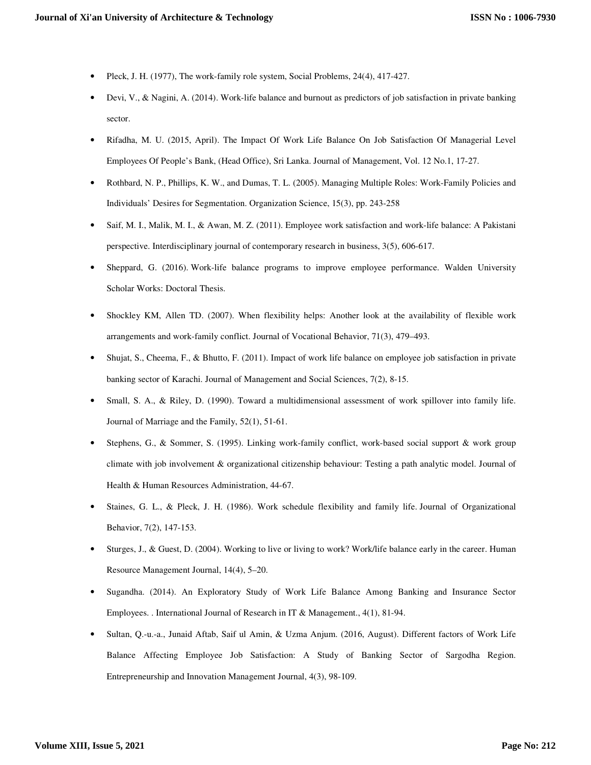- Pleck, J. H. (1977), The work-family role system, Social Problems, 24(4), 417-427.
- Devi, V., & Nagini, A. (2014). Work-life balance and burnout as predictors of job satisfaction in private banking sector.
- Rifadha, M. U. (2015, April). The Impact Of Work Life Balance On Job Satisfaction Of Managerial Level Employees Of People's Bank, (Head Office), Sri Lanka. Journal of Management, Vol. 12 No.1, 17-27.
- Rothbard, N. P., Phillips, K. W., and Dumas, T. L. (2005). Managing Multiple Roles: Work-Family Policies and Individuals' Desires for Segmentation. Organization Science, 15(3), pp. 243-258
- Saif, M. I., Malik, M. I., & Awan, M. Z. (2011). Employee work satisfaction and work-life balance: A Pakistani perspective. Interdisciplinary journal of contemporary research in business, 3(5), 606-617.
- Sheppard, G. (2016). Work-life balance programs to improve employee performance. Walden University Scholar Works: Doctoral Thesis.
- Shockley KM, Allen TD. (2007). When flexibility helps: Another look at the availability of flexible work arrangements and work-family conflict. Journal of Vocational Behavior, 71(3), 479–493.
- Shujat, S., Cheema, F., & Bhutto, F. (2011). Impact of work life balance on employee job satisfaction in private banking sector of Karachi. Journal of Management and Social Sciences, 7(2), 8-15.
- Small, S. A., & Riley, D. (1990). Toward a multidimensional assessment of work spillover into family life. Journal of Marriage and the Family, 52(1), 51-61.
- Stephens, G., & Sommer, S. (1995). Linking work-family conflict, work-based social support & work group climate with job involvement & organizational citizenship behaviour: Testing a path analytic model. Journal of Health & Human Resources Administration, 44-67.
- Staines, G. L., & Pleck, J. H. (1986). Work schedule flexibility and family life. Journal of Organizational Behavior, 7(2), 147-153.
- Sturges, J., & Guest, D. (2004). Working to live or living to work? Work/life balance early in the career. Human Resource Management Journal, 14(4), 5–20.
- Sugandha. (2014). An Exploratory Study of Work Life Balance Among Banking and Insurance Sector Employees. . International Journal of Research in IT & Management., 4(1), 81-94.
- Sultan, Q.-u.-a., Junaid Aftab, Saif ul Amin, & Uzma Anjum. (2016, August). Different factors of Work Life Balance Affecting Employee Job Satisfaction: A Study of Banking Sector of Sargodha Region. Entrepreneurship and Innovation Management Journal, 4(3), 98-109.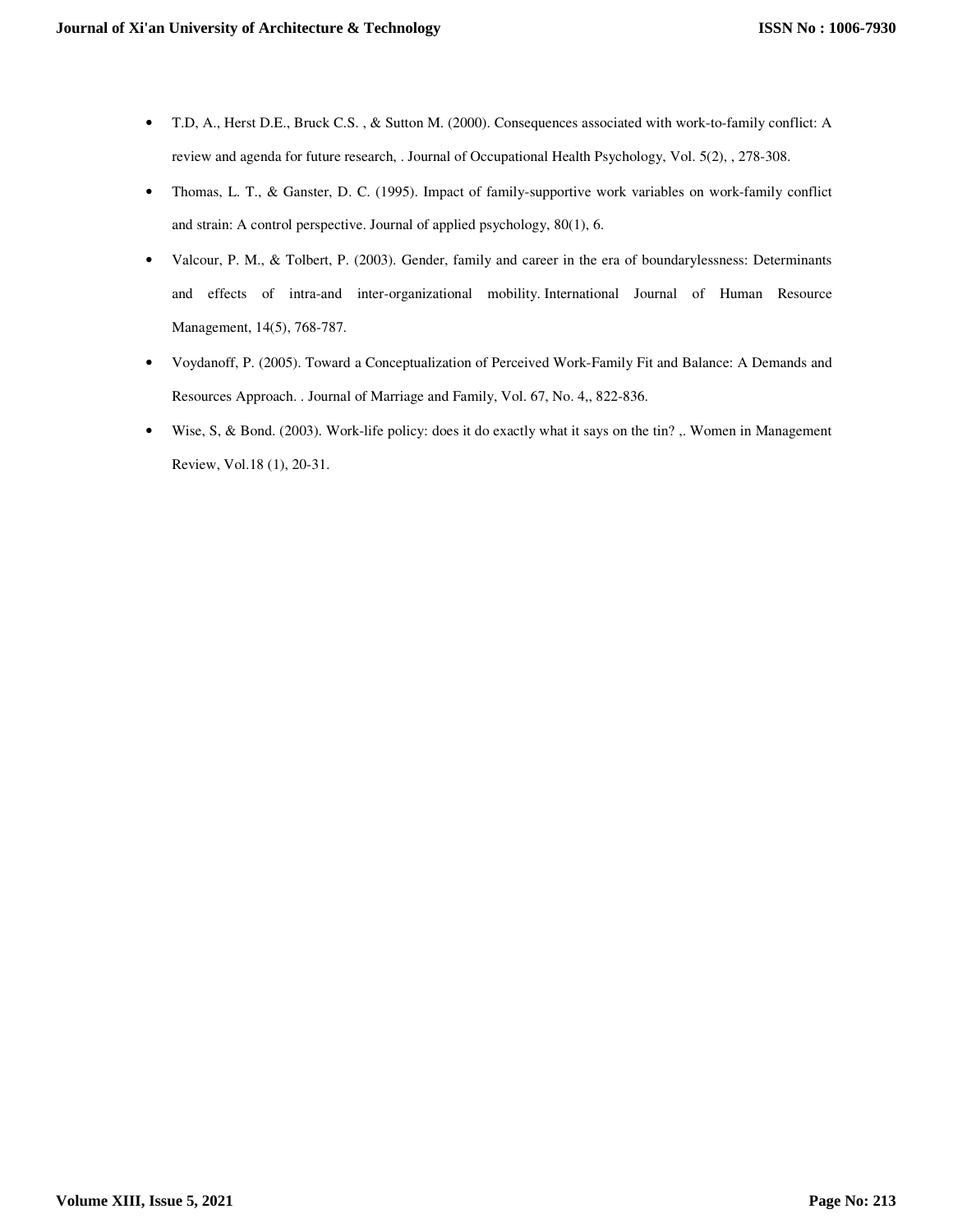- T.D, A., Herst D.E., Bruck C.S. , & Sutton M. (2000). Consequences associated with work-to-family conflict: A review and agenda for future research, . Journal of Occupational Health Psychology, Vol. 5(2), , 278-308.
- Thomas, L. T., & Ganster, D. C. (1995). Impact of family-supportive work variables on work-family conflict and strain: A control perspective. Journal of applied psychology, 80(1), 6.
- Valcour, P. M., & Tolbert, P. (2003). Gender, family and career in the era of boundarylessness: Determinants and effects of intra-and inter-organizational mobility. International Journal of Human Resource Management, 14(5), 768-787.
- Voydanoff, P. (2005). Toward a Conceptualization of Perceived Work-Family Fit and Balance: A Demands and Resources Approach. . Journal of Marriage and Family, Vol. 67, No. 4,, 822-836.
- Wise, S, & Bond. (2003). Work-life policy: does it do exactly what it says on the tin? ,. Women in Management Review, Vol.18 (1), 20-31.